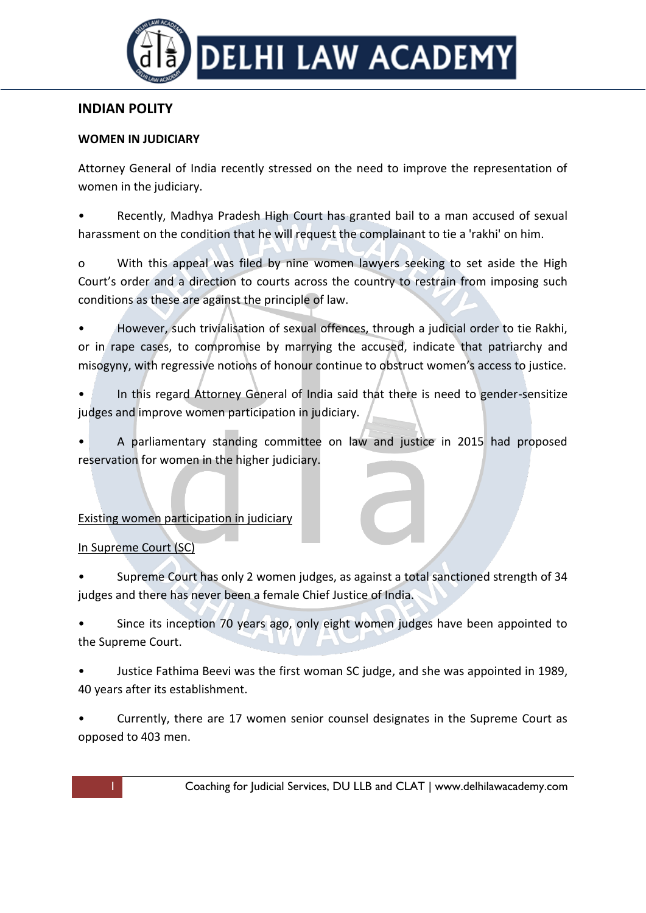# INDIAN POLITY

## WOMEN IN JUDICIARY

Attorney General of India recently stressed on the need to improve the representation of women in the judiciary.

- Recently, Madhya Pradesh High Court has granted bail to a man accused of sexual harassment on the condition that he will request the complainant to tie a 'rakhi' on him.
  - With this appeal was filed by nine women lawyers seeking to set aside the High Court's order and a direction to courts across the country to restrain from imposing such conditions as these are against the principle of law.
- However, such trivialisation of sexual offences, through a judicial order to tie Rakhi, or in rape cases, to compromise by marrying the accused, indicate that patriarchy and misogyny, with regressive notions of honour continue to obstruct women's access to justice.
- In this regard Attorney General of India said that there is need to gender-sensitize judges and improve women participation in judiciary.
- A parliamentary standing committee on law and justice in 2015 had proposed reservation for women in the higher judiciary.

<u>Existing women participation in judiciary</u>

<u>In Supreme Court (SC)</u>

- Supreme Court has only 2 women judges, as against a total sanctioned strength of 34 judges and there has never been a female Chief Justice of India.
- Since its inception 70 years ago, only eight women judges have been appointed to the Supreme Court.
- Justice Fathima Beevi was the first woman SC judge, and she was appointed in 1989, 40 years after its establishment.
- Currently, there are 17 women senior counsel designates in the Supreme Court as opposed to 403 men.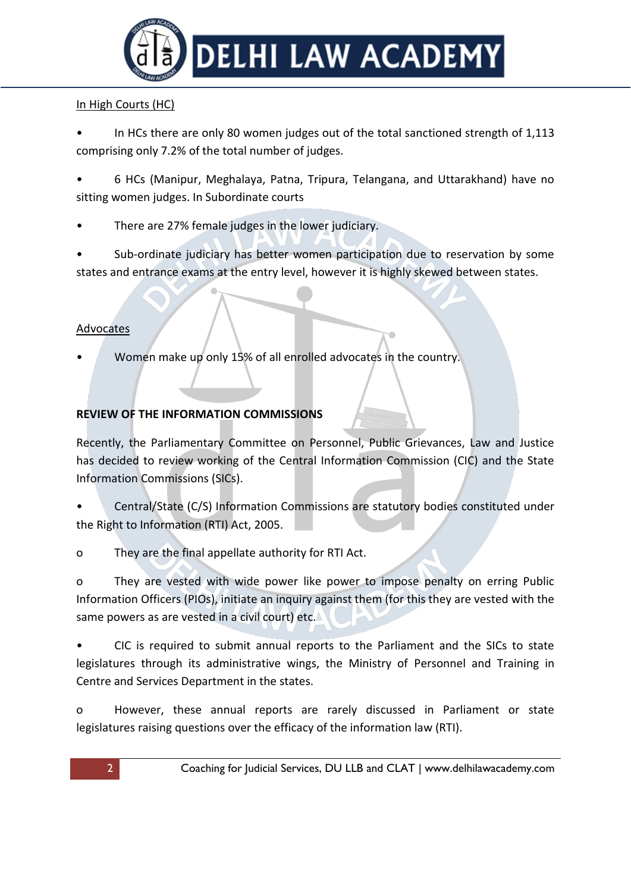In High Courts (HC)

- In HCs there are only 80 women judges out of the total sanctioned strength of 1,113 comprising only 7.2% of the total number of judges.
- 6 HCs (Manipur, Meghalaya, Patna, Tripura, Telangana, and Uttarakhand) have no sitting women judges. In Subordinate courts
- There are 27% female judges in the lower judiciary.
- Sub-ordinate judiciary has better women participation due to reservation by some states and entrance exams at the entry level, however it is highly skewed between states.

Advocates

- Women make up only 15% of all enrolled advocates in the country.

**REVIEW OF THE INFORMATION COMMISSIONS**

Recently, the Parliamentary Committee on Personnel, Public Grievances, Law and Justice has decided to review working of the Central Information Commission (CIC) and the State Information Commissions (SICs).

- Central/State (C/S) Information Commissions are statutory bodies constituted under the Right to Information (RTI) Act, 2005.
  - They are the final appellate authority for RTI Act.
  - They are vested with wide power like power to impose penalty on erring Public Information Officers (PIOs), initiate an inquiry against them (for this they are vested with the same powers as are vested in a civil court) etc.
- CIC is required to submit annual reports to the Parliament and the SICs to state legislatures through its administrative wings, the Ministry of Personnel and Training in Centre and Services Department in the states.
  - However, these annual reports are rarely discussed in Parliament or state legislatures raising questions over the efficacy of the information law (RTI).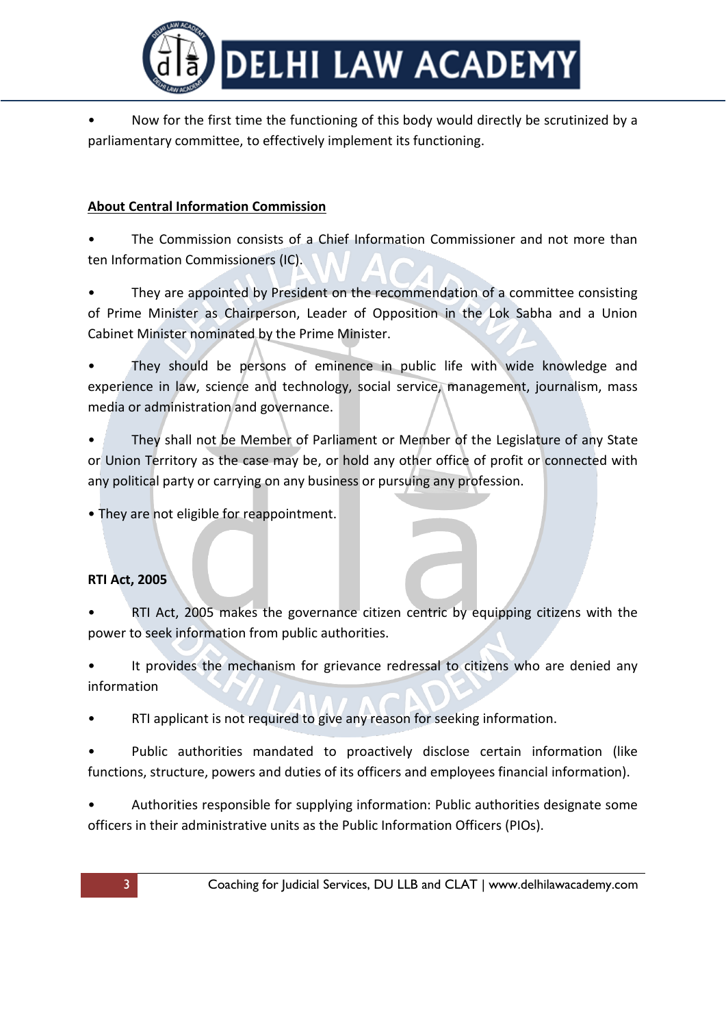- Now for the first time the functioning of this body would directly be scrutinized by a parliamentary committee, to effectively implement its functioning.

## About Central Information Commission

- The Commission consists of a Chief Information Commissioner and not more than ten Information Commissioners (IC).
- They are appointed by President on the recommendation of a committee consisting of Prime Minister as Chairperson, Leader of Opposition in the Lok Sabha and a Union Cabinet Minister nominated by the Prime Minister.
- They should be persons of eminence in public life with wide knowledge and experience in law, science and technology, social service, management, journalism, mass media or administration and governance.
- They shall not be Member of Parliament or Member of the Legislature of any State or Union Territory as the case may be, or hold any other office of profit or connected with any political party or carrying on any business or pursuing any profession.
- They are not eligible for reappointment.

**RTI Act, 2005**

- RTI Act, 2005 makes the governance citizen centric by equipping citizens with the power to seek information from public authorities.
- It provides the mechanism for grievance redressal to citizens who are denied any information
- RTI applicant is not required to give any reason for seeking information.
- Public authorities mandated to proactively disclose certain information (like functions, structure, powers and duties of its officers and employees financial information).
- Authorities responsible for supplying information: Public authorities designate some officers in their administrative units as the Public Information Officers (PIOs).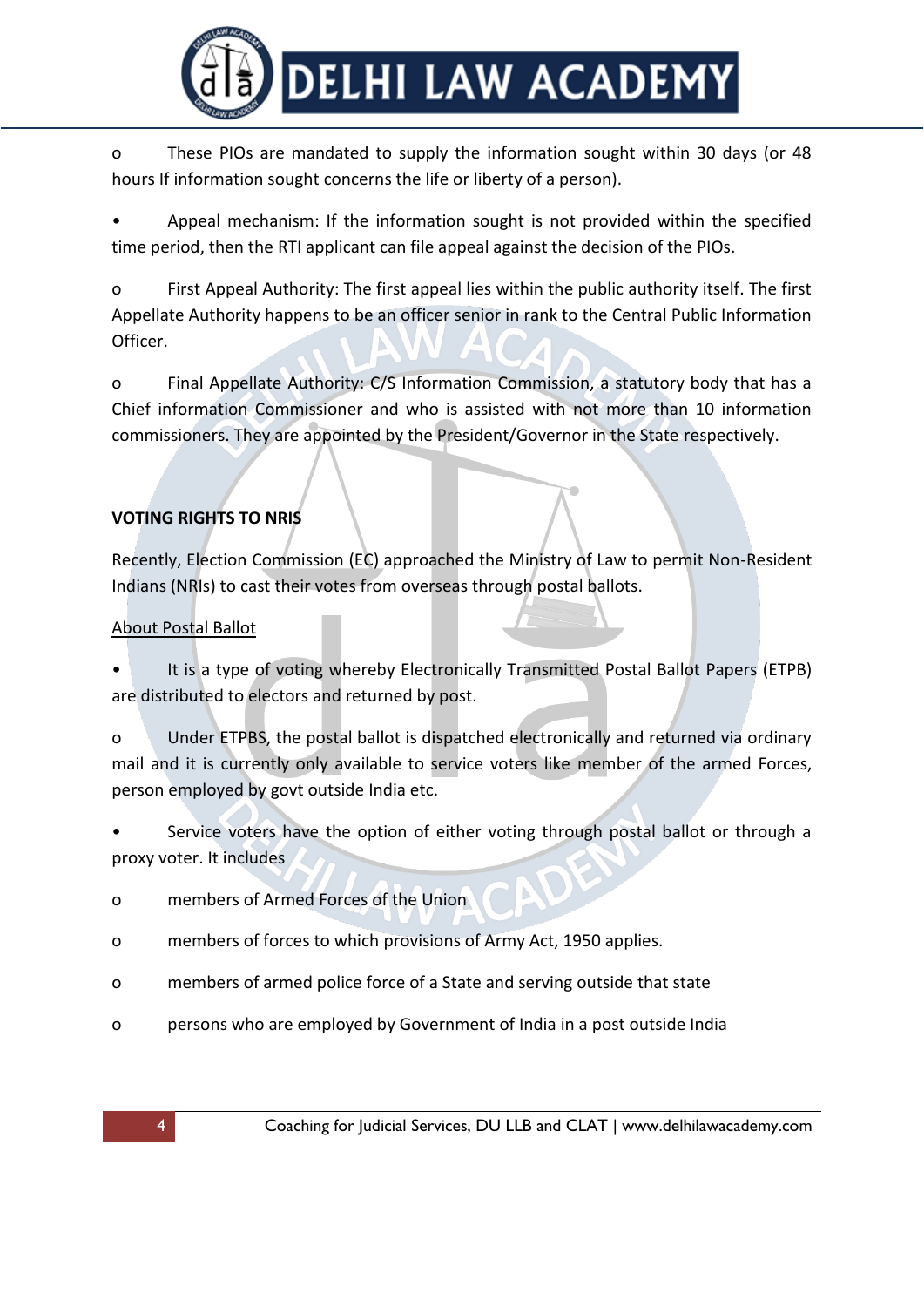- These PIOs are mandated to supply the information sought within 30 days (or 48 hours If information sought concerns the life or liberty of a person).

- Appeal mechanism: If the information sought is not provided within the specified time period, then the RTI applicant can file appeal against the decision of the PIOs.
  - First Appeal Authority: The first appeal lies within the public authority itself. The first Appellate Authority happens to be an officer senior in rank to the Central Public Information Officer.
  - Final Appellate Authority: C/S Information Commission, a statutory body that has a Chief information Commissioner and who is assisted with not more than 10 information commissioners. They are appointed by the President/Governor in the State respectively.

**VOTING RIGHTS TO NRIS**

Recently, Election Commission (EC) approached the Ministry of Law to permit Non-Resident Indians (NRIs) to cast their votes from overseas through postal ballots.

<u>About Postal Ballot</u>

- It is a type of voting whereby Electronically Transmitted Postal Ballot Papers (ETPB) are distributed to electors and returned by post.
  - Under ETPBS, the postal ballot is dispatched electronically and returned via ordinary mail and it is currently only available to service voters like member of the armed Forces, person employed by govt outside India etc.

- Service voters have the option of either voting through postal ballot or through a proxy voter. It includes
  - members of Armed Forces of the Union
  - members of forces to which provisions of Army Act, 1950 applies.
  - members of armed police force of a State and serving outside that state
  - persons who are employed by Government of India in a post outside India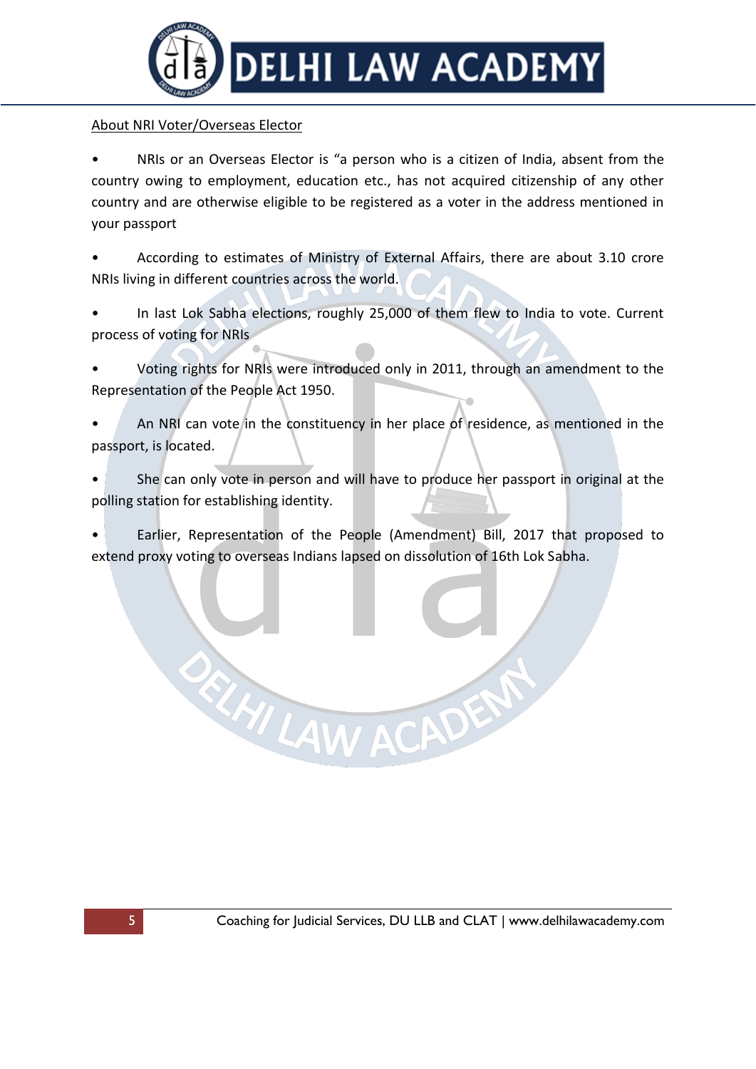About NRI Voter/Overseas Elector

- NRIs or an Overseas Elector is "a person who is a citizen of India, absent from the country owing to employment, education etc., has not acquired citizenship of any other country and are otherwise eligible to be registered as a voter in the address mentioned in your passport
- According to estimates of Ministry of External Affairs, there are about 3.10 crore NRIs living in different countries across the world.
- In last Lok Sabha elections, roughly 25,000 of them flew to India to vote. Current process of voting for NRIs
- Voting rights for NRIs were introduced only in 2011, through an amendment to the Representation of the People Act 1950.
- An NRI can vote in the constituency in her place of residence, as mentioned in the passport, is located.
- She can only vote in person and will have to produce her passport in original at the polling station for establishing identity.
- Earlier, Representation of the People (Amendment) Bill, 2017 that proposed to extend proxy voting to overseas Indians lapsed on dissolution of 16th Lok Sabha.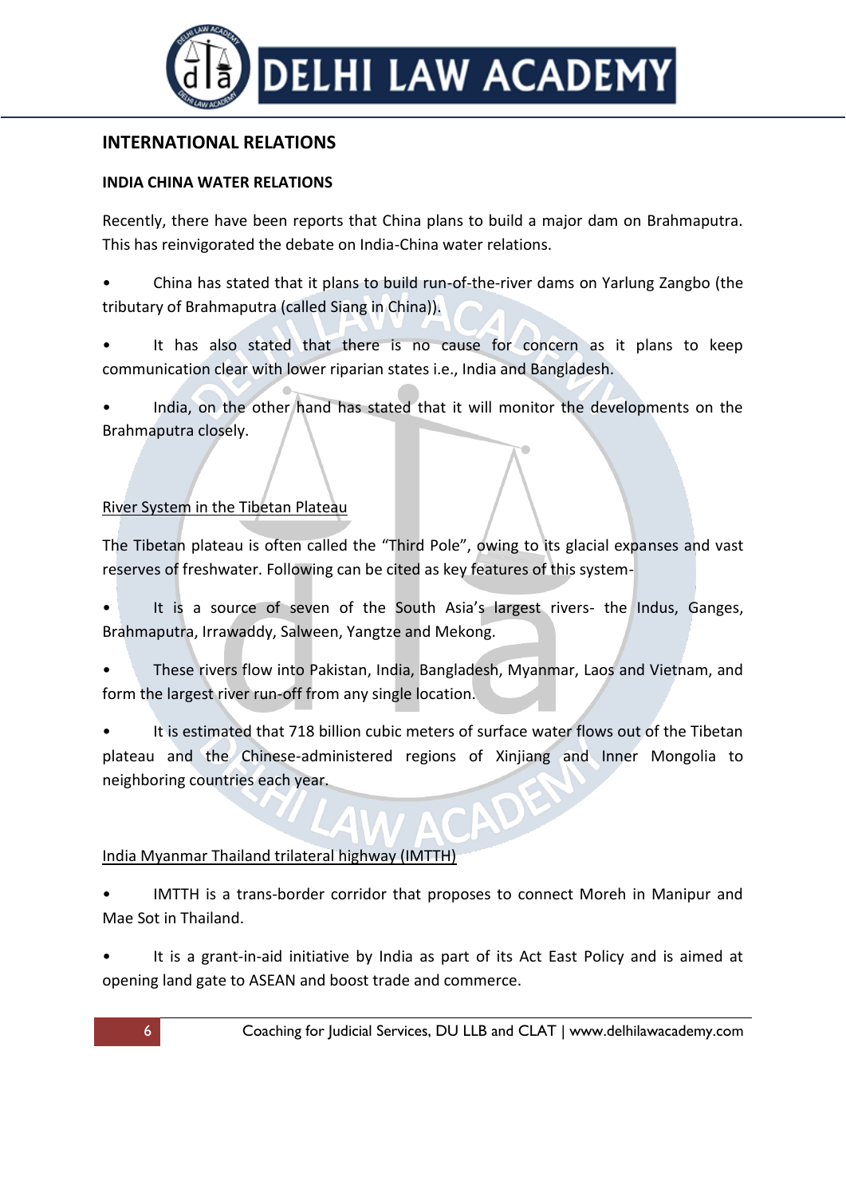## INTERNATIONAL RELATIONS

### INDIA CHINA WATER RELATIONS

Recently, there have been reports that China plans to build a major dam on Brahmaputra. This has reinvigorated the debate on India-China water relations.

- China has stated that it plans to build run-of-the-river dams on Yarlung Zangbo (the tributary of Brahmaputra (called Siang in China)).
- It has also stated that there is no cause for concern as it plans to keep communication clear with lower riparian states i.e., India and Bangladesh.
- India, on the other hand has stated that it will monitor the developments on the Brahmaputra closely.

<u>River System in the Tibetan Plateau</u>

The Tibetan plateau is often called the "Third Pole", owing to its glacial expanses and vast reserves of freshwater. Following can be cited as key features of this system-

- It is a source of seven of the South Asia's largest rivers- the Indus, Ganges, Brahmaputra, Irrawaddy, Salween, Yangtze and Mekong.
- These rivers flow into Pakistan, India, Bangladesh, Myanmar, Laos and Vietnam, and form the largest river run-off from any single location.
- It is estimated that 718 billion cubic meters of surface water flows out of the Tibetan plateau and the Chinese-administered regions of Xinjiang and Inner Mongolia to neighboring countries each year.

<u>India Myanmar Thailand trilateral highway (IMTTH)</u>

- IMTTH is a trans-border corridor that proposes to connect Moreh in Manipur and Mae Sot in Thailand.
- It is a grant-in-aid initiative by India as part of its Act East Policy and is aimed at opening land gate to ASEAN and boost trade and commerce.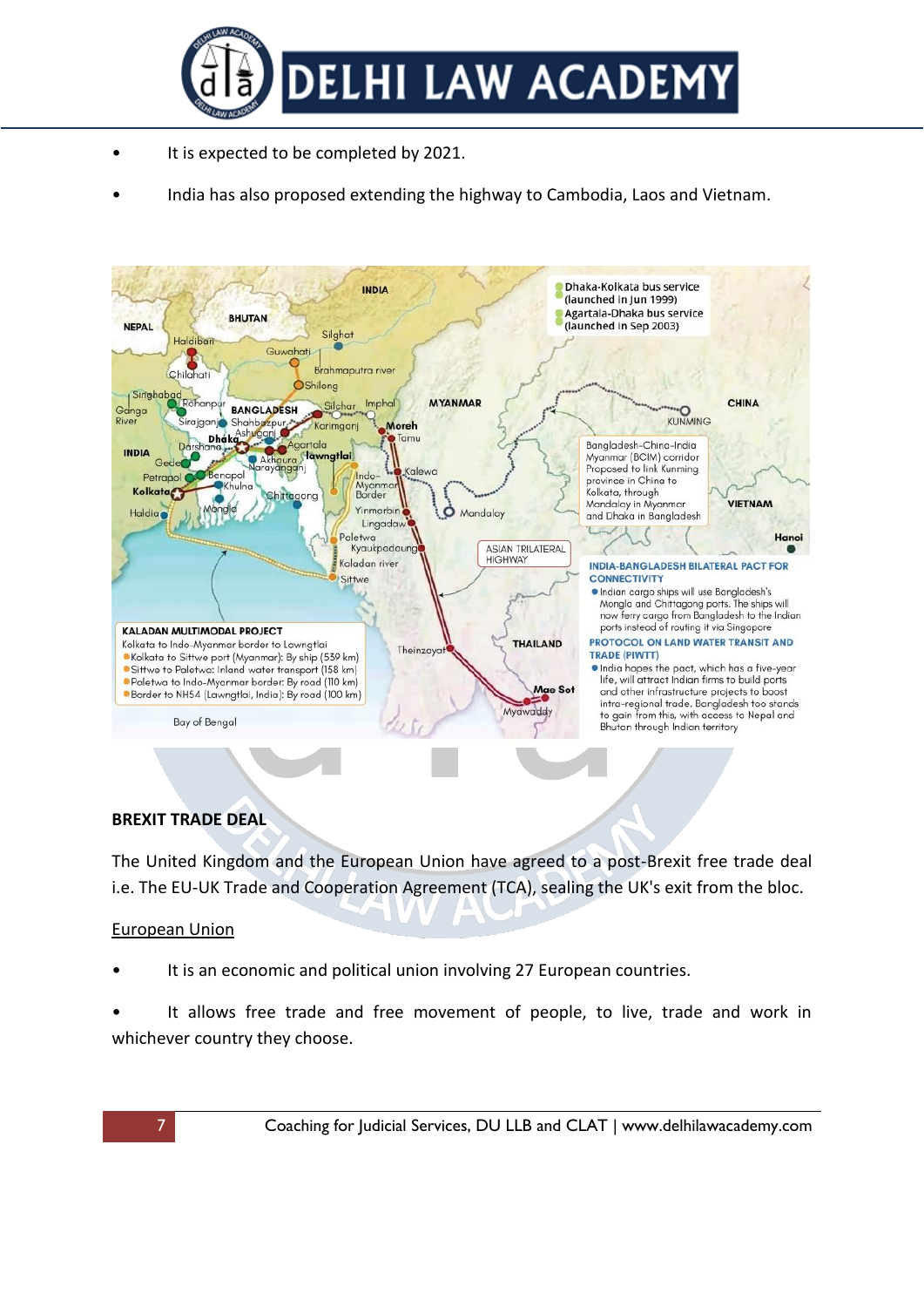- It is expected to be completed by 2021.
- India has also proposed extending the highway to Cambodia, Laos and Vietnam.

**BREXIT TRADE DEAL**

The United Kingdom and the European Union have agreed to a post-Brexit free trade deal i.e. The EU-UK Trade and Cooperation Agreement (TCA), sealing the UK's exit from the bloc.

<u>European Union</u>

- It is an economic and political union involving 27 European countries.
- It allows free trade and free movement of people, to live, trade and work in whichever country they choose.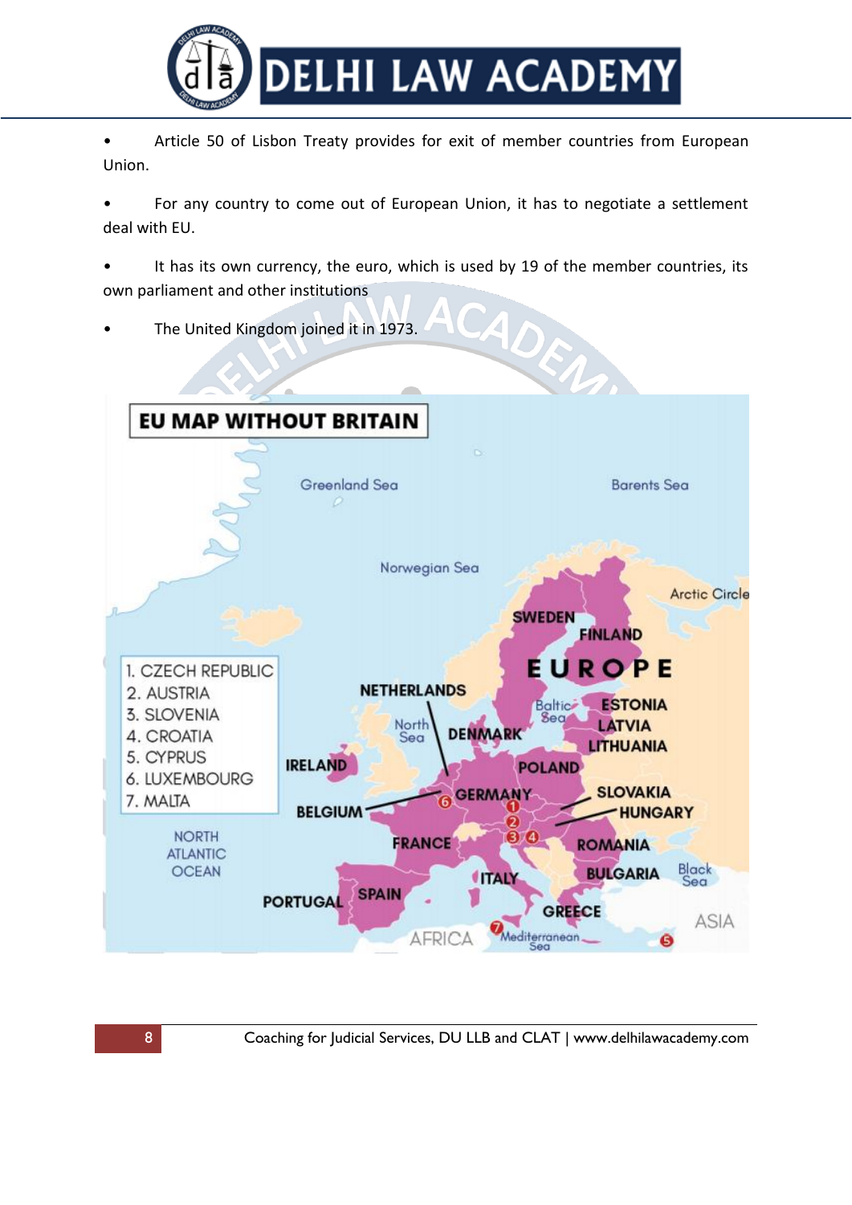- Article 50 of Lisbon Treaty provides for exit of member countries from European Union.
- For any country to come out of European Union, it has to negotiate a settlement deal with EU.
- It has its own currency, the euro, which is used by 19 of the member countries, its own parliament and other institutions
- The United Kingdom joined it in 1973.

**EU MAP WITHOUT BRITAIN**

1. CZECH REPUBLIC
2. AUSTRIA
3. SLOVENIA
4. CROATIA
5. CYPRUS
6. LUXEMBOURG
7. MALTA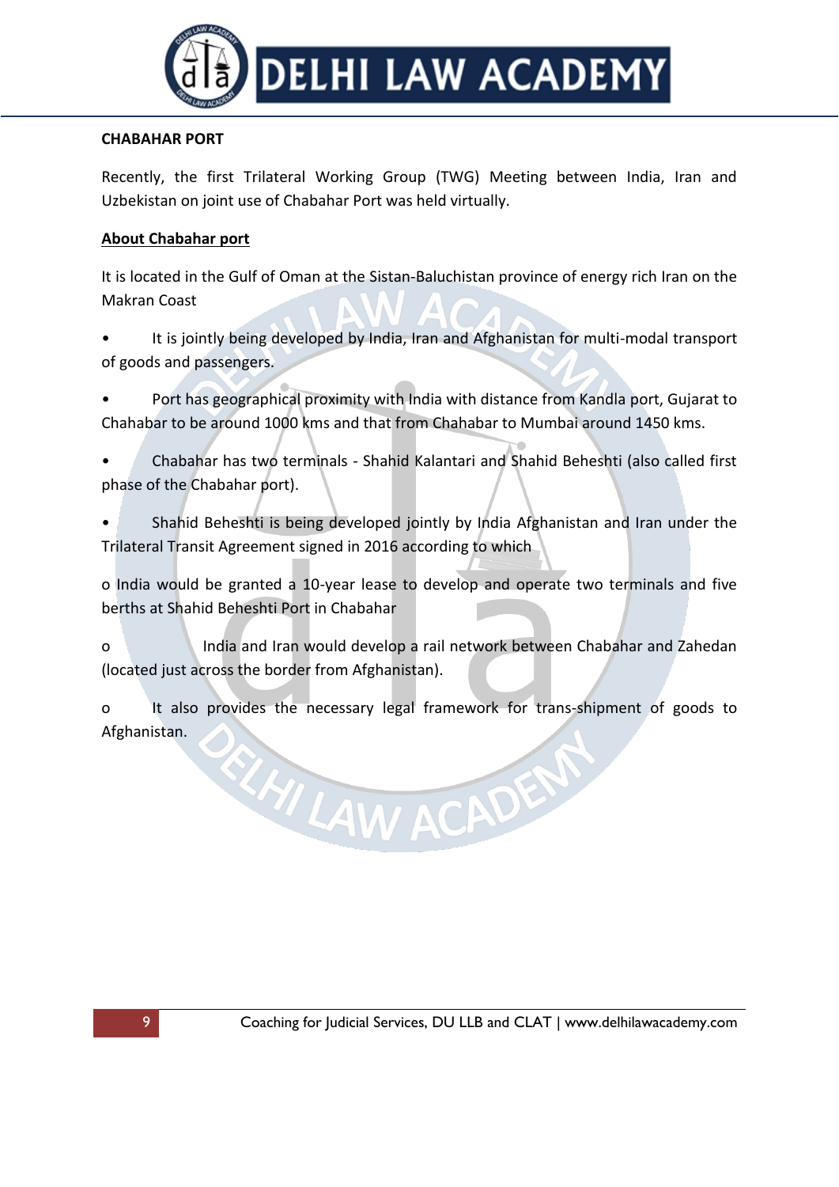**CHABAHAR PORT**

Recently, the first Trilateral Working Group (TWG) Meeting between India, Iran and Uzbekistan on joint use of Chabahar Port was held virtually.

**About Chabahar port**

It is located in the Gulf of Oman at the Sistan-Baluchistan province of energy rich Iran on the Makran Coast

- It is jointly being developed by India, Iran and Afghanistan for multi-modal transport of goods and passengers.
- Port has geographical proximity with India with distance from Kandla port, Gujarat to Chabahar to be around 1000 kms and that from Chabahar to Mumbai around 1450 kms.
- Chabahar has two terminals - Shahid Kalantari and Shahid Beheshti (also called first phase of the Chabahar port).
- Shahid Beheshti is being developed jointly by India Afghanistan and Iran under the Trilateral Transit Agreement signed in 2016 according to which
  - India would be granted a 10-year lease to develop and operate two terminals and five berths at Shahid Beheshti Port in Chabahar
  - India and Iran would develop a rail network between Chabahar and Zahedan (located just across the border from Afghanistan).
  - It also provides the necessary legal framework for trans-shipment of goods to Afghanistan.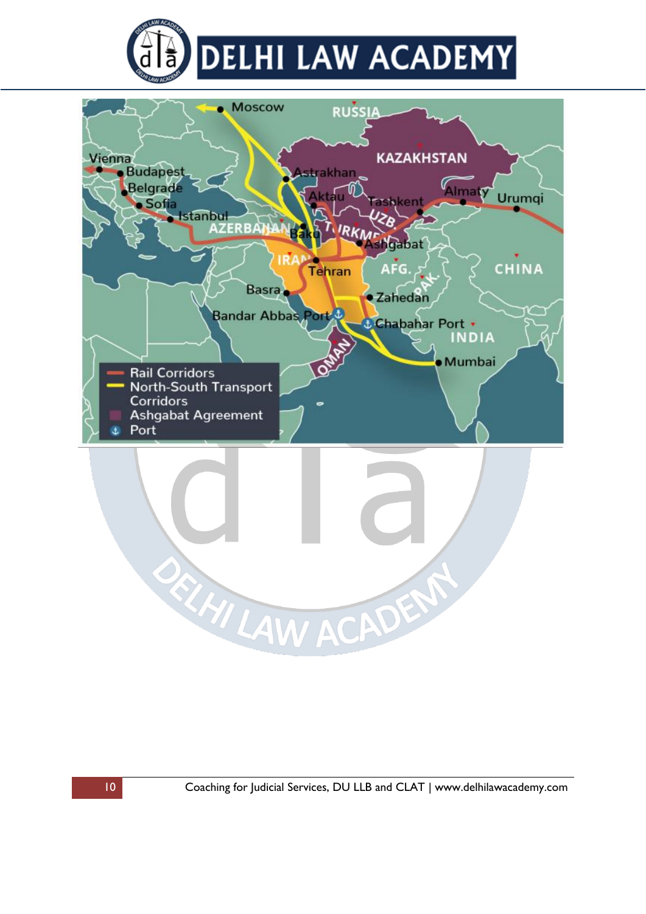Moscow

RUSSIA

KAZAKHSTAN

Vienna

Budapest

Belgrade

Sofia

Istanbul

Astrakhan

Aktau

Tashkent

Almaty

Urumqi

AZERBAIJAN

Baku

TURKMENISTAN

UZB.

Ashgabat

IRAN

Tehran

AFG.

CHINA

Basra

PAK.

Zahedan

Bandar Abbas Port

Chabahar Port

INDIA

OMAN

Mumbai

- Rail Corridors
- North-South Transport Corridors
- Ashgabat Agreement
- Port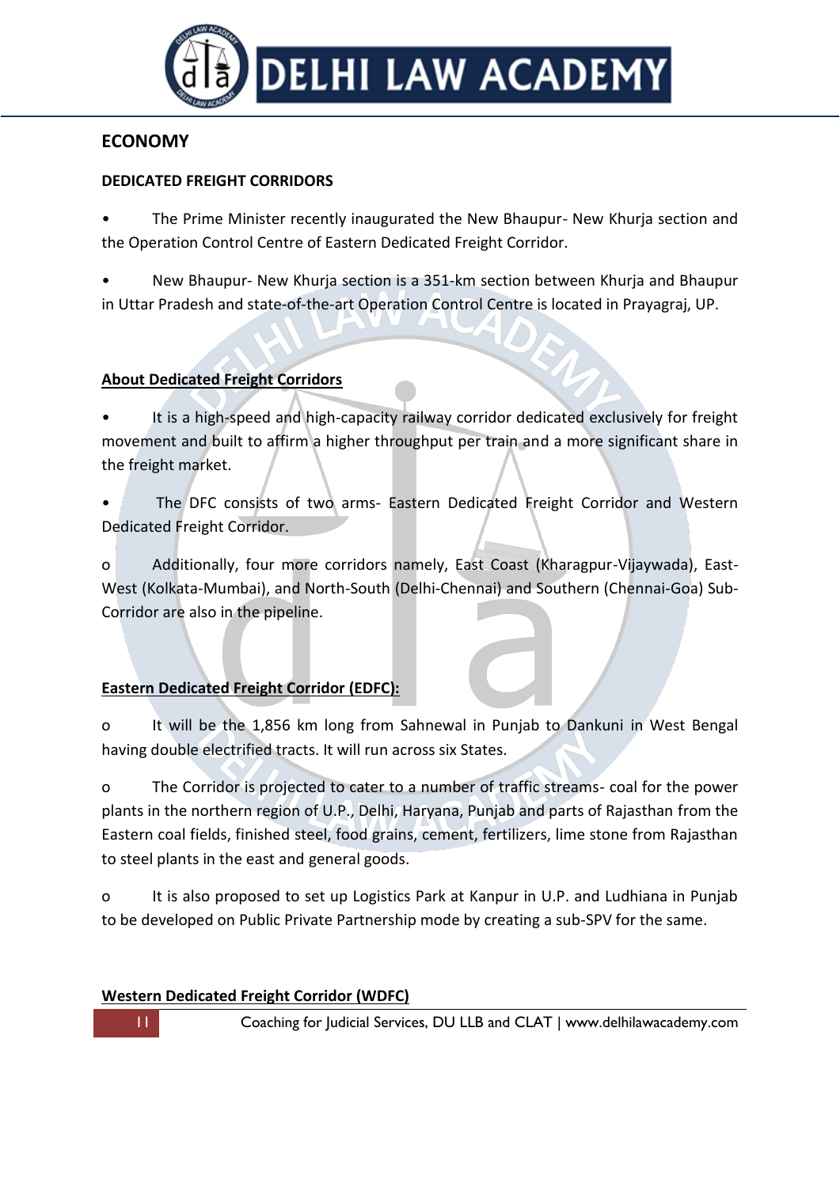## ECONOMY

### DEDICATED FREIGHT CORRIDORS

- The Prime Minister recently inaugurated the New Bhaupur- New Khurja section and the Operation Control Centre of Eastern Dedicated Freight Corridor.

- New Bhaupur- New Khurja section is a 351-km section between Khurja and Bhaupur in Uttar Pradesh and state-of-the-art Operation Control Centre is located in Prayagraj, UP.

**<u>About Dedicated Freight Corridors</u>**

- It is a high-speed and high-capacity railway corridor dedicated exclusively for freight movement and built to affirm a higher throughput per train and a more significant share in the freight market.

- The DFC consists of two arms- Eastern Dedicated Freight Corridor and Western Dedicated Freight Corridor.

  - Additionally, four more corridors namely, East Coast (Kharagpur-Vijaywada), East-West (Kolkata-Mumbai), and North-South (Delhi-Chennai) and Southern (Chennai-Goa) Sub-Corridor are also in the pipeline.

**<u>Eastern Dedicated Freight Corridor (EDFC):</u>**

- It will be the 1,856 km long from Sahnewal in Punjab to Dankuni in West Bengal having double electrified tracts. It will run across six States.

- The Corridor is projected to cater to a number of traffic streams- coal for the power plants in the northern region of U.P., Delhi, Haryana, Punjab and parts of Rajasthan from the Eastern coal fields, finished steel, food grains, cement, fertilizers, lime stone from Rajasthan to steel plants in the east and general goods.

- It is also proposed to set up Logistics Park at Kanpur in U.P. and Ludhiana in Punjab to be developed on Public Private Partnership mode by creating a sub-SPV for the same.

**<u>Western Dedicated Freight Corridor (WDFC)</u>**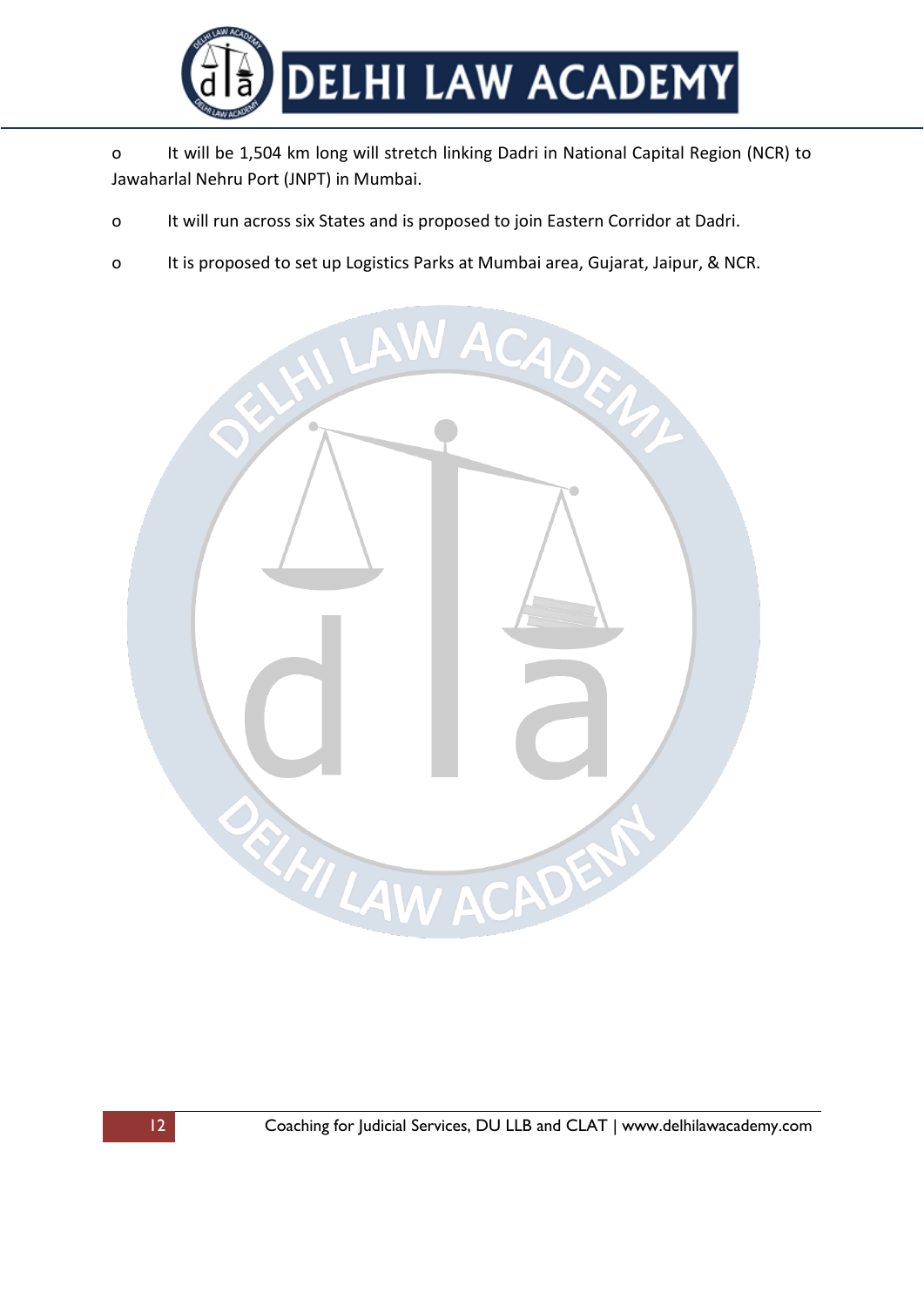- It will be 1,504 km long will stretch linking Dadri in National Capital Region (NCR) to Jawaharlal Nehru Port (JNPT) in Mumbai.
- It will run across six States and is proposed to join Eastern Corridor at Dadri.
- It is proposed to set up Logistics Parks at Mumbai area, Gujarat, Jaipur, & NCR.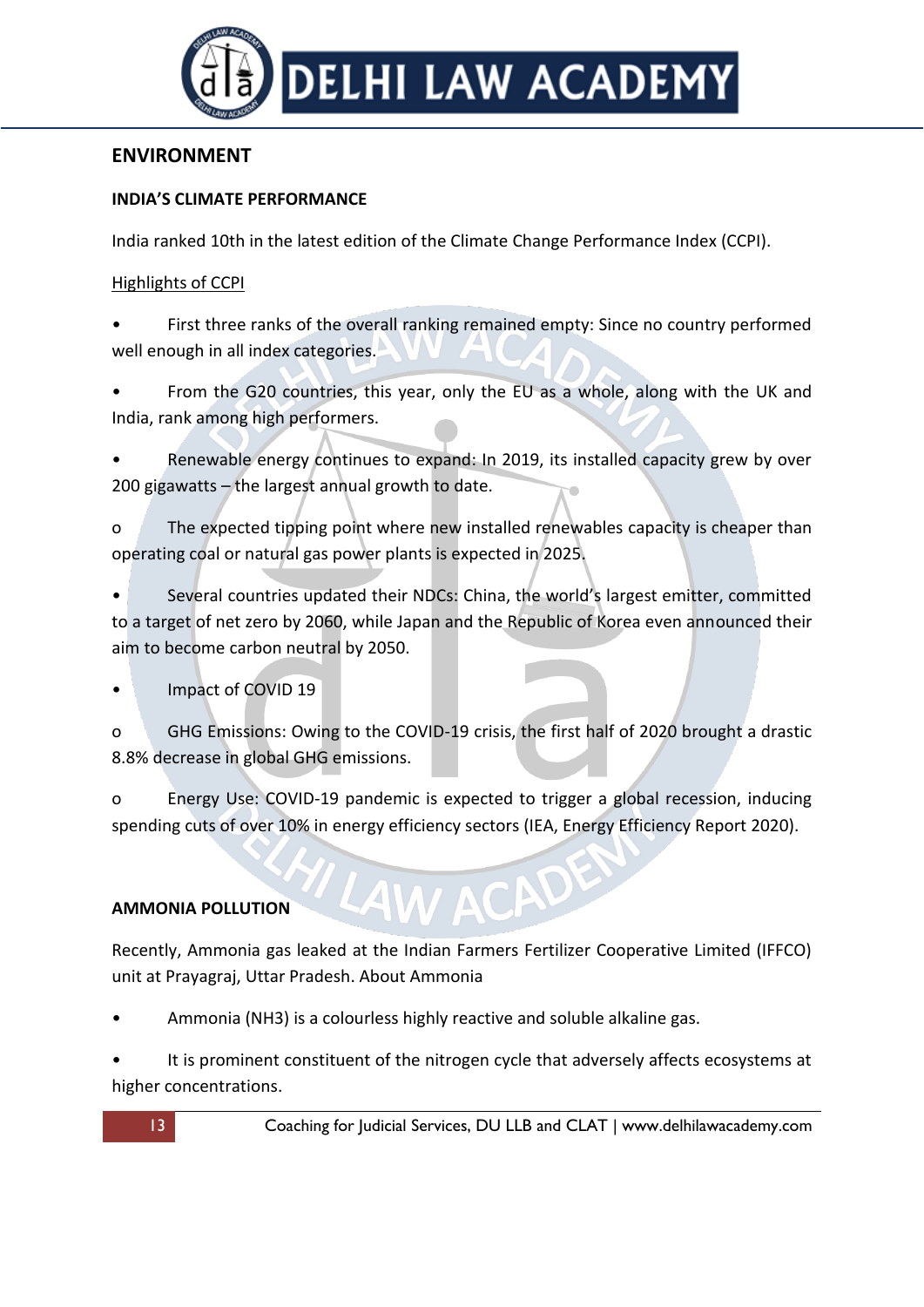## ENVIRONMENT

### INDIA'S CLIMATE PERFORMANCE

India ranked 10th in the latest edition of the Climate Change Performance Index (CCPI).

Highlights of CCPI

- First three ranks of the overall ranking remained empty: Since no country performed well enough in all index categories.
- From the G20 countries, this year, only the EU as a whole, along with the UK and India, rank among high performers.
- Renewable energy continues to expand: In 2019, its installed capacity grew by over 200 gigawatts – the largest annual growth to date.
  - The expected tipping point where new installed renewables capacity is cheaper than operating coal or natural gas power plants is expected in 2025.
- Several countries updated their NDCs: China, the world's largest emitter, committed to a target of net zero by 2060, while Japan and the Republic of Korea even announced their aim to become carbon neutral by 2050.
- Impact of COVID 19
  - GHG Emissions: Owing to the COVID-19 crisis, the first half of 2020 brought a drastic 8.8% decrease in global GHG emissions.
  - Energy Use: COVID-19 pandemic is expected to trigger a global recession, inducing spending cuts of over 10% in energy efficiency sectors (IEA, Energy Efficiency Report 2020).

### AMMONIA POLLUTION

Recently, Ammonia gas leaked at the Indian Farmers Fertilizer Cooperative Limited (IFFCO) unit at Prayagraj, Uttar Pradesh. About Ammonia

- Ammonia ($NH_3$) is a colourless highly reactive and soluble alkaline gas.
- It is prominent constituent of the nitrogen cycle that adversely affects ecosystems at higher concentrations.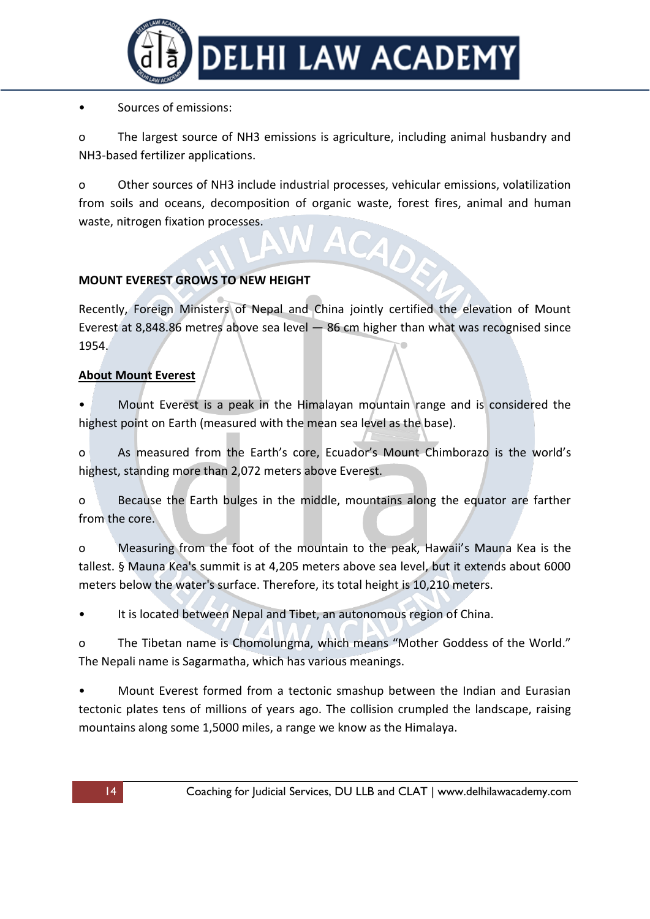- Sources of emissions:
  - The largest source of $NH_3$ emissions is agriculture, including animal husbandry and $NH_3$-based fertilizer applications.
  - Other sources of $NH_3$ include industrial processes, vehicular emissions, volatilization from soils and oceans, decomposition of organic waste, forest fires, animal and human waste, nitrogen fixation processes.

**MOUNT EVEREST GROWS TO NEW HEIGHT**

Recently, Foreign Ministers of Nepal and China jointly certified the elevation of Mount Everest at 8,848.86 metres above sea level — 86 cm higher than what was recognised since 1954.

**<u>About Mount Everest</u>**

- Mount Everest is a peak in the Himalayan mountain range and is considered the highest point on Earth (measured with the mean sea level as the base).
  - As measured from the Earth's core, Ecuador's Mount Chimborazo is the world's highest, standing more than 2,072 meters above Everest.
  - Because the Earth bulges in the middle, mountains along the equator are farther from the core.
  - Measuring from the foot of the mountain to the peak, Hawaii's Mauna Kea is the tallest. § Mauna Kea's summit is at 4,205 meters above sea level, but it extends about 6000 meters below the water's surface. Therefore, its total height is 10,210 meters.
- It is located between Nepal and Tibet, an autonomous region of China.
  - The Tibetan name is Chomolungma, which means "Mother Goddess of the World." The Nepali name is Sagarmatha, which has various meanings.
- Mount Everest formed from a tectonic smashup between the Indian and Eurasian tectonic plates tens of millions of years ago. The collision crumpled the landscape, raising mountains along some 1,5000 miles, a range we know as the Himalaya.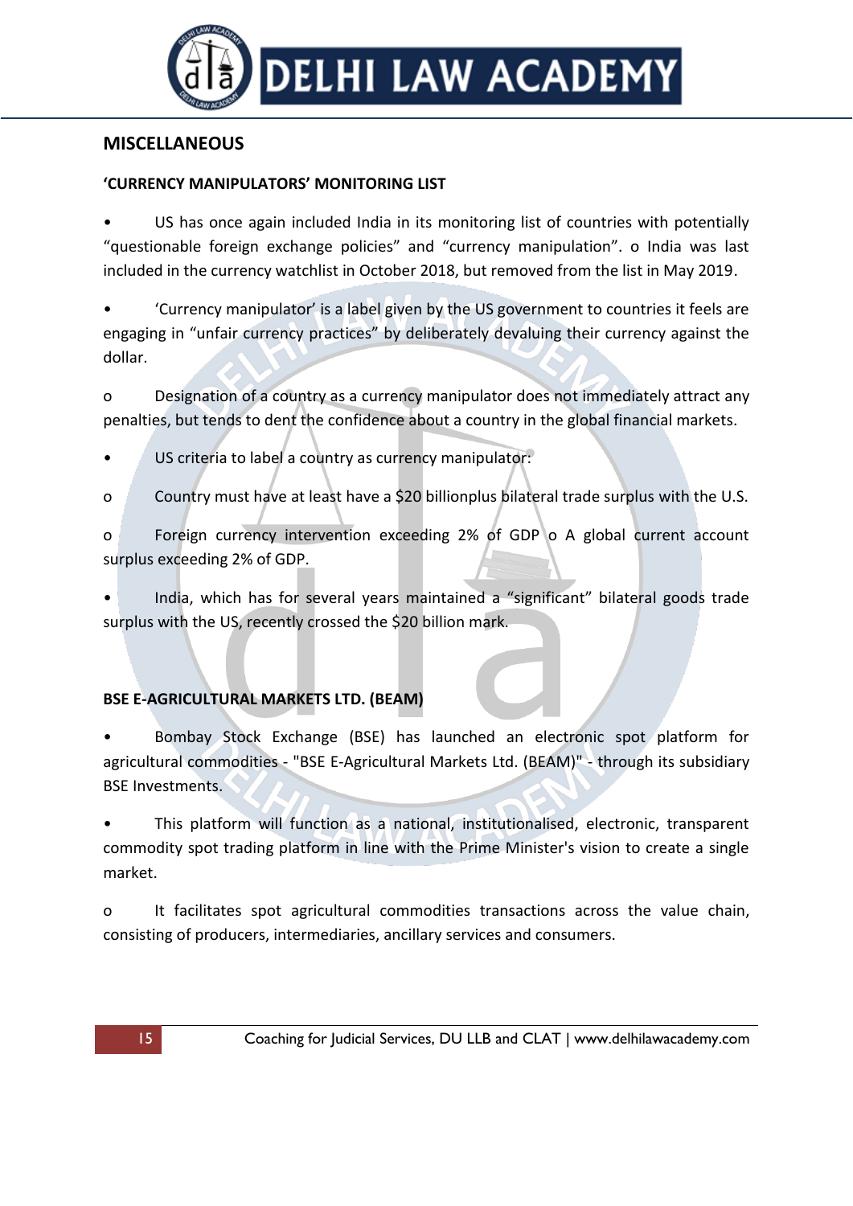## MISCELLANEOUS

### 'CURRENCY MANIPULATORS' MONITORING LIST

- US has once again included India in its monitoring list of countries with potentially "questionable foreign exchange policies" and "currency manipulation". o India was last included in the currency watchlist in October 2018, but removed from the list in May 2019.
- 'Currency manipulator' is a label given by the US government to countries it feels are engaging in "unfair currency practices" by deliberately devaluing their currency against the dollar.
  - Designation of a country as a currency manipulator does not immediately attract any penalties, but tends to dent the confidence about a country in the global financial markets.
- US criteria to label a country as currency manipulator:
  - Country must have at least have a $20 billionplus bilateral trade surplus with the U.S.
  - Foreign currency intervention exceeding 2% of GDP o A global current account surplus exceeding 2% of GDP.
- India, which has for several years maintained a "significant" bilateral goods trade surplus with the US, recently crossed the $20 billion mark.

### BSE E-AGRICULTURAL MARKETS LTD. (BEAM)

- Bombay Stock Exchange (BSE) has launched an electronic spot platform for agricultural commodities - "BSE E-Agricultural Markets Ltd. (BEAM)" - through its subsidiary BSE Investments.
- This platform will function as a national, institutionalised, electronic, transparent commodity spot trading platform in line with the Prime Minister's vision to create a single market.
  - It facilitates spot agricultural commodities transactions across the value chain, consisting of producers, intermediaries, ancillary services and consumers.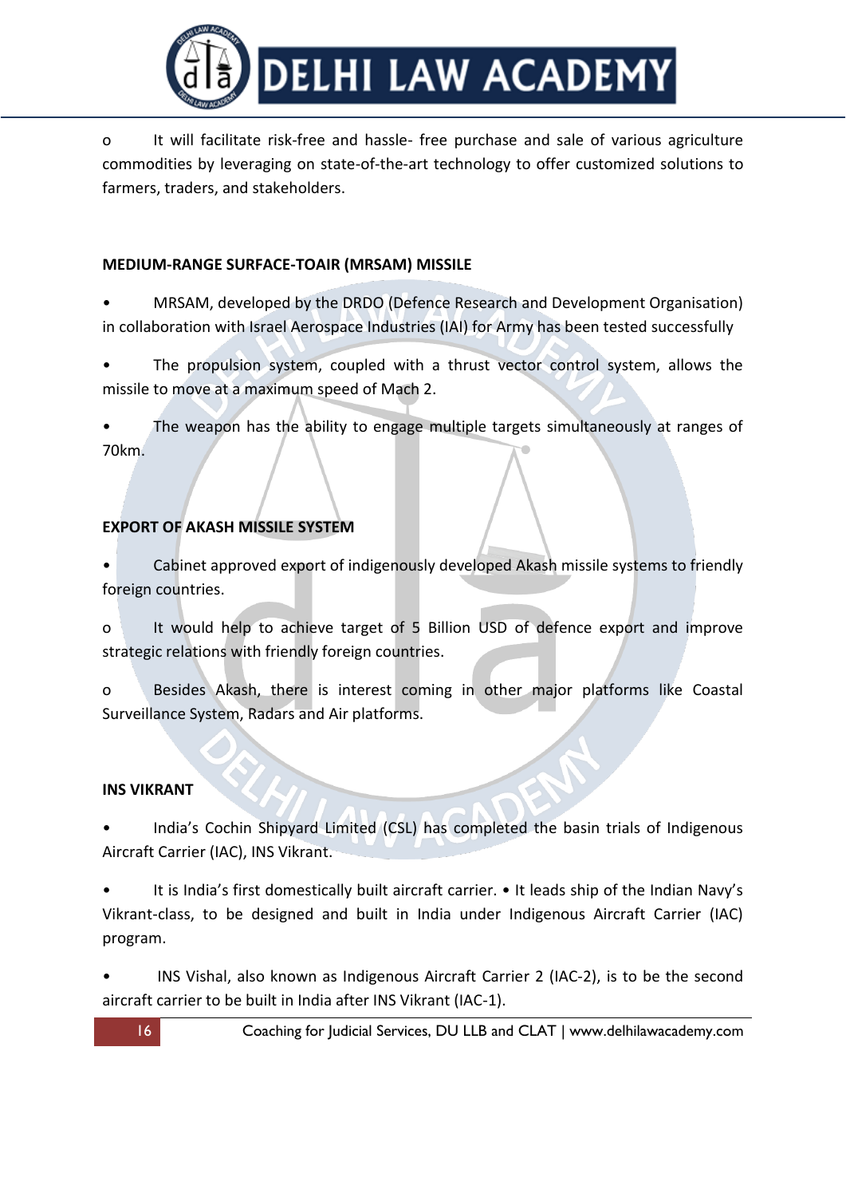o It will facilitate risk-free and hassle- free purchase and sale of various agriculture commodities by leveraging on state-of-the-art technology to offer customized solutions to farmers, traders, and stakeholders.

**MEDIUM-RANGE SURFACE-TOAIR (MRSAM) MISSILE**

- MRSAM, developed by the DRDO (Defence Research and Development Organisation) in collaboration with Israel Aerospace Industries (IAI) for Army has been tested successfully
- The propulsion system, coupled with a thrust vector control system, allows the missile to move at a maximum speed of Mach 2.
- The weapon has the ability to engage multiple targets simultaneously at ranges of 70km.

**EXPORT OF AKASH MISSILE SYSTEM**

- Cabinet approved export of indigenously developed Akash missile systems to friendly foreign countries.

o It would help to achieve target of 5 Billion USD of defence export and improve strategic relations with friendly foreign countries.

o Besides Akash, there is interest coming in other major platforms like Coastal Surveillance System, Radars and Air platforms.

**INS VIKRANT**

- India's Cochin Shipyard Limited (CSL) has completed the basin trials of Indigenous Aircraft Carrier (IAC), INS Vikrant.
- It is India's first domestically built aircraft carrier. • It leads ship of the Indian Navy's Vikrant-class, to be designed and built in India under Indigenous Aircraft Carrier (IAC) program.
- INS Vishal, also known as Indigenous Aircraft Carrier 2 (IAC-2), is to be the second aircraft carrier to be built in India after INS Vikrant (IAC-1).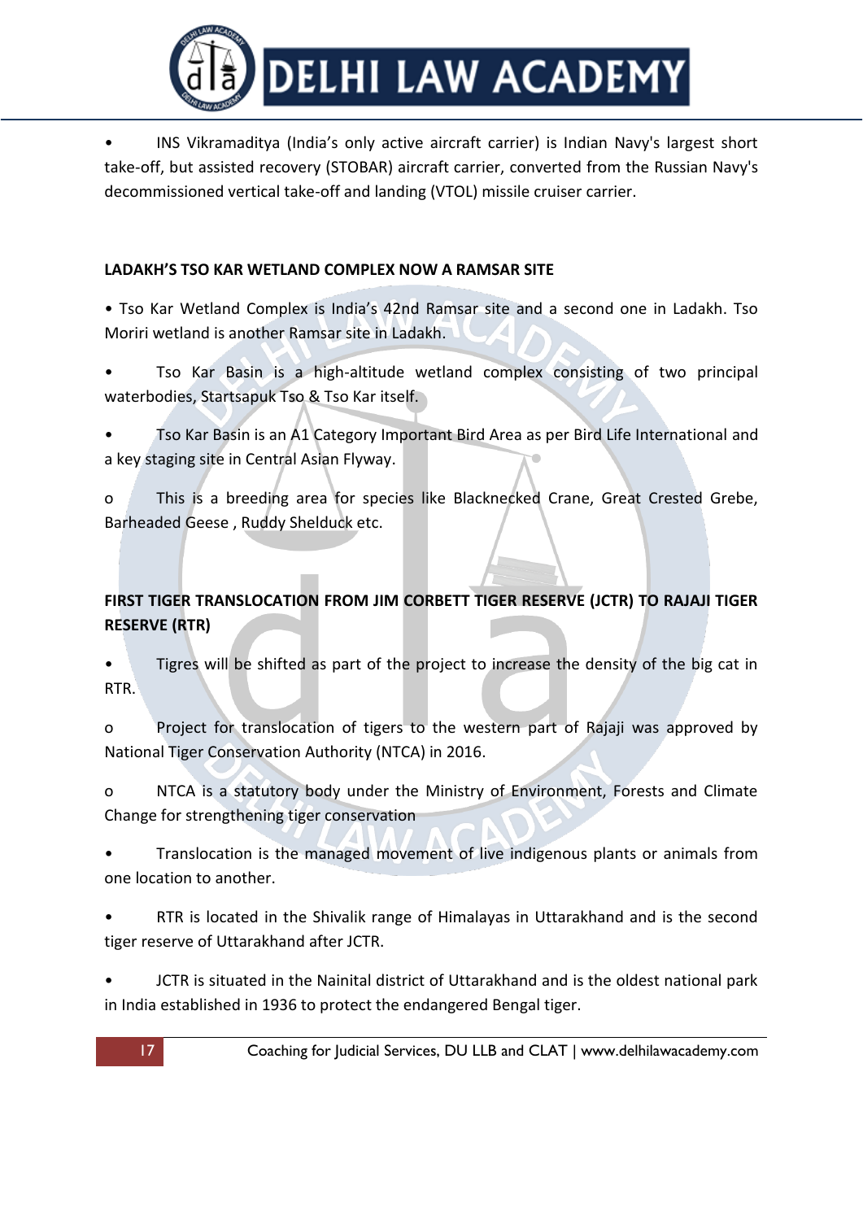- INS Vikramaditya (India's only active aircraft carrier) is Indian Navy's largest short take-off, but assisted recovery (STOBAR) aircraft carrier, converted from the Russian Navy's decommissioned vertical take-off and landing (VTOL) missile cruiser carrier.

**LADAKH'S TSO KAR WETLAND COMPLEX NOW A RAMSAR SITE**

- Tso Kar Wetland Complex is India's 42nd Ramsar site and a second one in Ladakh. Tso Moriri wetland is another Ramsar site in Ladakh.
- Tso Kar Basin is a high-altitude wetland complex consisting of two principal waterbodies, Startsapuk Tso & Tso Kar itself.
- Tso Kar Basin is an A1 Category Important Bird Area as per Bird Life International and a key staging site in Central Asian Flyway.
  - o This is a breeding area for species like Blacknecked Crane, Great Crested Grebe, Barheaded Geese , Ruddy Shelduck etc.

**FIRST TIGER TRANSLOCATION FROM JIM CORBETT TIGER RESERVE (JCTR) TO RAJAJI TIGER RESERVE (RTR)**

- Tigres will be shifted as part of the project to increase the density of the big cat in RTR.
  - o Project for translocation of tigers to the western part of Rajaji was approved by National Tiger Conservation Authority (NTCA) in 2016.
  - o NTCA is a statutory body under the Ministry of Environment, Forests and Climate Change for strengthening tiger conservation
- Translocation is the managed movement of live indigenous plants or animals from one location to another.
- RTR is located in the Shivalik range of Himalayas in Uttarakhand and is the second tiger reserve of Uttarakhand after JCTR.
- JCTR is situated in the Nainital district of Uttarakhand and is the oldest national park in India established in 1936 to protect the endangered Bengal tiger.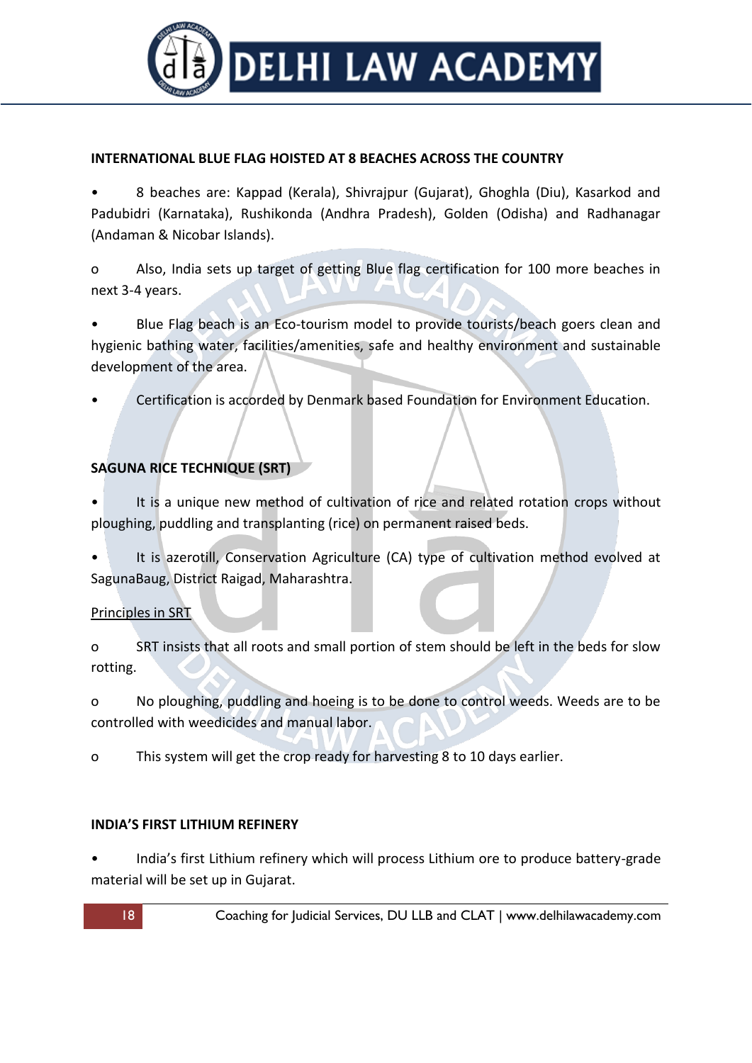### INTERNATIONAL BLUE FLAG HOISTED AT 8 BEACHES ACROSS THE COUNTRY

- 8 beaches are: Kappad (Kerala), Shivrajpur (Gujarat), Ghoghla (Diu), Kasarkod and Padubidri (Karnataka), Rushikonda (Andhra Pradesh), Golden (Odisha) and Radhanagar (Andaman & Nicobar Islands).
  - Also, India sets up target of getting Blue flag certification for 100 more beaches in next 3-4 years.
- Blue Flag beach is an Eco-tourism model to provide tourists/beach goers clean and hygienic bathing water, facilities/amenities, safe and healthy environment and sustainable development of the area.
- Certification is accorded by Denmark based Foundation for Environment Education.

### SAGUNA RICE TECHNIQUE (SRT)

- It is a unique new method of cultivation of rice and related rotation crops without ploughing, puddling and transplanting (rice) on permanent raised beds.
- It is azerotill, Conservation Agriculture (CA) type of cultivation method evolved at SagunaBaug, District Raigad, Maharashtra.

<u>Principles in SRT</u>

- SRT insists that all roots and small portion of stem should be left in the beds for slow rotting.
- No ploughing, puddling and hoeing is to be done to control weeds. Weeds are to be controlled with weedicides and manual labor.
- This system will get the crop ready for harvesting 8 to 10 days earlier.

### INDIA'S FIRST LITHIUM REFINERY

- India's first Lithium refinery which will process Lithium ore to produce battery-grade material will be set up in Gujarat.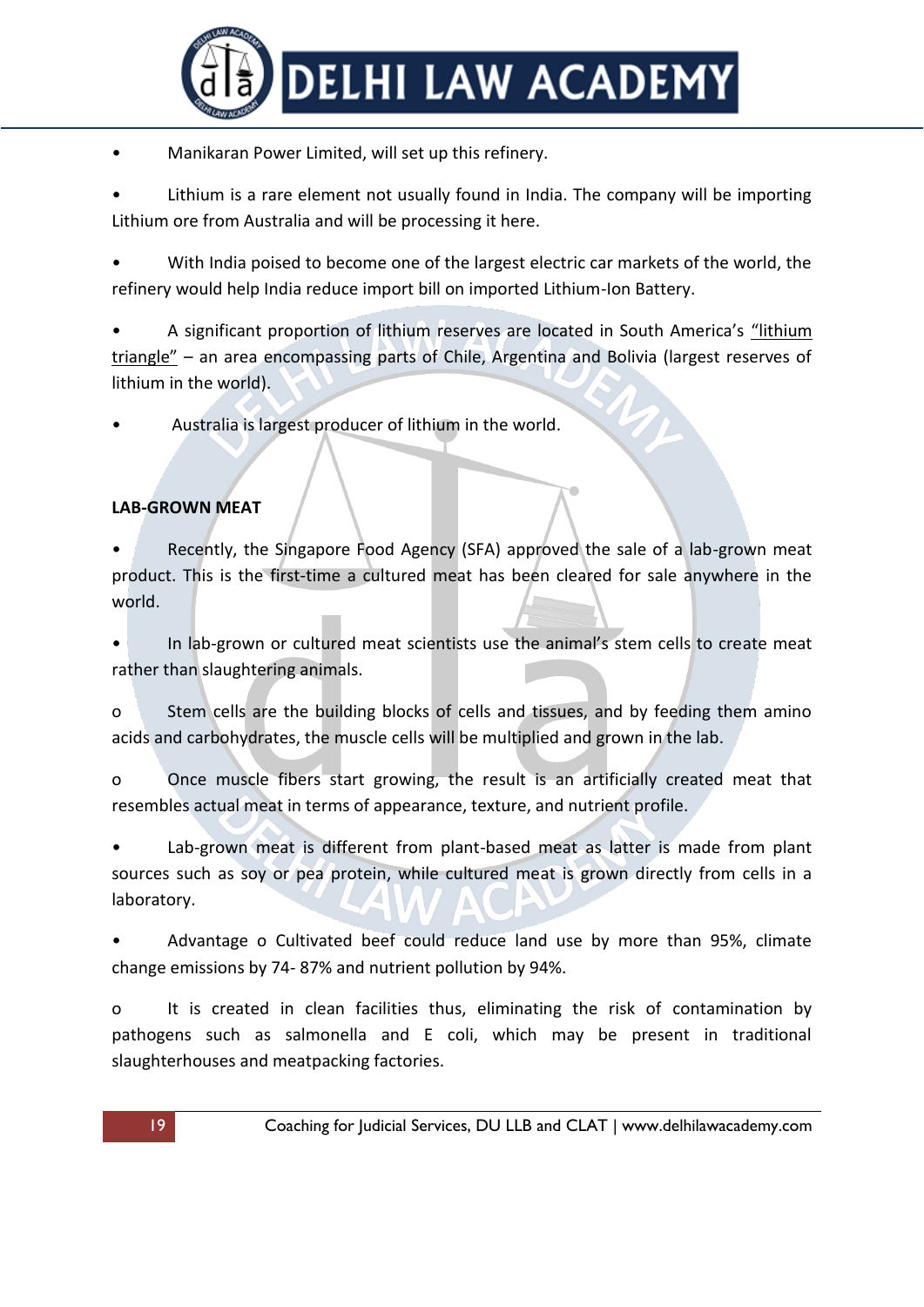- Manikaran Power Limited, will set up this refinery.

- Lithium is a rare element not usually found in India. The company will be importing Lithium ore from Australia and will be processing it here.

- With India poised to become one of the largest electric car markets of the world, the refinery would help India reduce import bill on imported Lithium-Ion Battery.

- A significant proportion of lithium reserves are located in South America's "lithium triangle" – an area encompassing parts of Chile, Argentina and Bolivia (largest reserves of lithium in the world).

- Australia is largest producer of lithium in the world.

**LAB-GROWN MEAT**

- Recently, the Singapore Food Agency (SFA) approved the sale of a lab-grown meat product. This is the first-time a cultured meat has been cleared for sale anywhere in the world.

- In lab-grown or cultured meat scientists use the animal's stem cells to create meat rather than slaughtering animals.

  - Stem cells are the building blocks of cells and tissues, and by feeding them amino acids and carbohydrates, the muscle cells will be multiplied and grown in the lab.

  - Once muscle fibers start growing, the result is an artificially created meat that resembles actual meat in terms of appearance, texture, and nutrient profile.

- Lab-grown meat is different from plant-based meat as latter is made from plant sources such as soy or pea protein, while cultured meat is grown directly from cells in a laboratory.

- Advantage o Cultivated beef could reduce land use by more than 95%, climate change emissions by 74- 87% and nutrient pollution by 94%.

  - It is created in clean facilities thus, eliminating the risk of contamination by pathogens such as salmonella and E coli, which may be present in traditional slaughterhouses and meatpacking factories.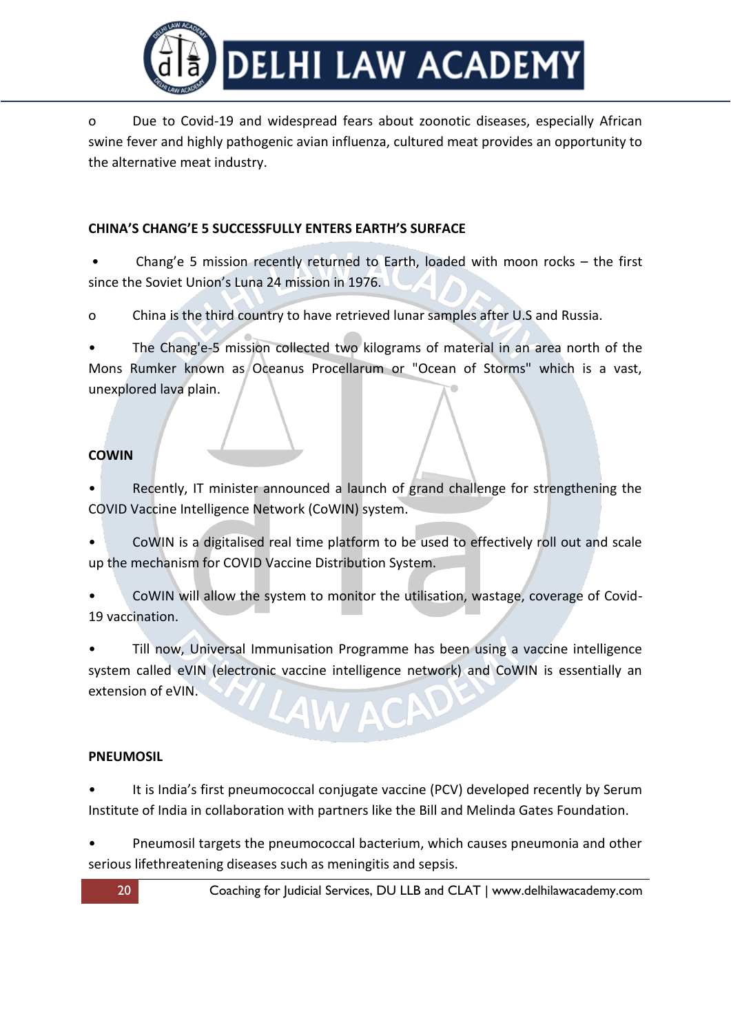- Due to Covid-19 and widespread fears about zoonotic diseases, especially African swine fever and highly pathogenic avian influenza, cultured meat provides an opportunity to the alternative meat industry.

**CHINA'S CHANG'E 5 SUCCESSFULLY ENTERS EARTH'S SURFACE**

- Chang'e 5 mission recently returned to Earth, loaded with moon rocks – the first since the Soviet Union's Luna 24 mission in 1976.
  - China is the third country to have retrieved lunar samples after U.S and Russia.
- The Chang'e-5 mission collected two kilograms of material in an area north of the Mons Rumker known as Oceanus Procellarum or "Ocean of Storms" which is a vast, unexplored lava plain.

**COWIN**

- Recently, IT minister announced a launch of grand challenge for strengthening the COVID Vaccine Intelligence Network (CoWIN) system.
- CoWIN is a digitalised real time platform to be used to effectively roll out and scale up the mechanism for COVID Vaccine Distribution System.
- CoWIN will allow the system to monitor the utilisation, wastage, coverage of Covid-19 vaccination.
- Till now, Universal Immunisation Programme has been using a vaccine intelligence system called eVIN (electronic vaccine intelligence network) and CoWIN is essentially an extension of eVIN.

**PNEUMOSIL**

- It is India's first pneumococcal conjugate vaccine (PCV) developed recently by Serum Institute of India in collaboration with partners like the Bill and Melinda Gates Foundation.
- Pneumosil targets the pneumococcal bacterium, which causes pneumonia and other serious lifethreatening diseases such as meningitis and sepsis.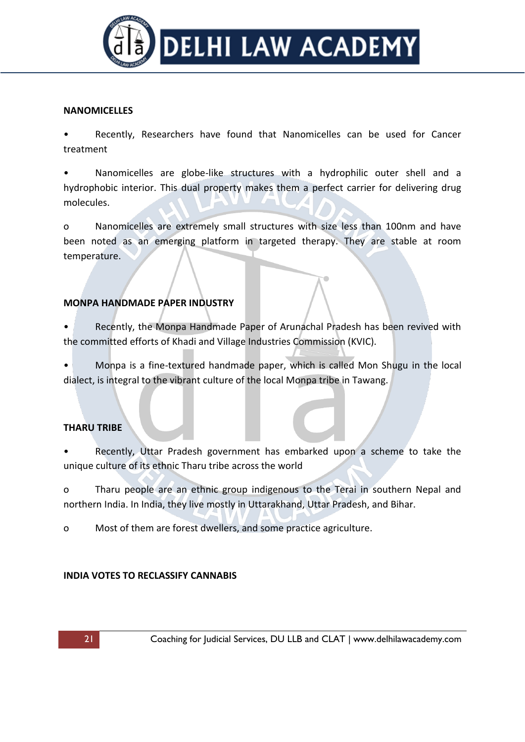**NANOMICELLES**

- Recently, Researchers have found that Nanomicelles can be used for Cancer treatment
- Nanomicelles are globe-like structures with a hydrophilic outer shell and a hydrophobic interior. This dual property makes them a perfect carrier for delivering drug molecules.
  - Nanomicelles are extremely small structures with size less than 100nm and have been noted as an emerging platform in targeted therapy. They are stable at room temperature.

**MONPA HANDMADE PAPER INDUSTRY**

- Recently, the Monpa Handmade Paper of Arunachal Pradesh has been revived with the committed efforts of Khadi and Village Industries Commission (KVIC).
- Monpa is a fine-textured handmade paper, which is called Mon Shugu in the local dialect, is integral to the vibrant culture of the local Monpa tribe in Tawang.

**THARU TRIBE**

- Recently, Uttar Pradesh government has embarked upon a scheme to take the unique culture of its ethnic Tharu tribe across the world
  - Tharu people are an ethnic group indigenous to the Terai in southern Nepal and northern India. In India, they live mostly in Uttarakhand, Uttar Pradesh, and Bihar.
  - Most of them are forest dwellers, and some practice agriculture.

**INDIA VOTES TO RECLASSIFY CANNABIS**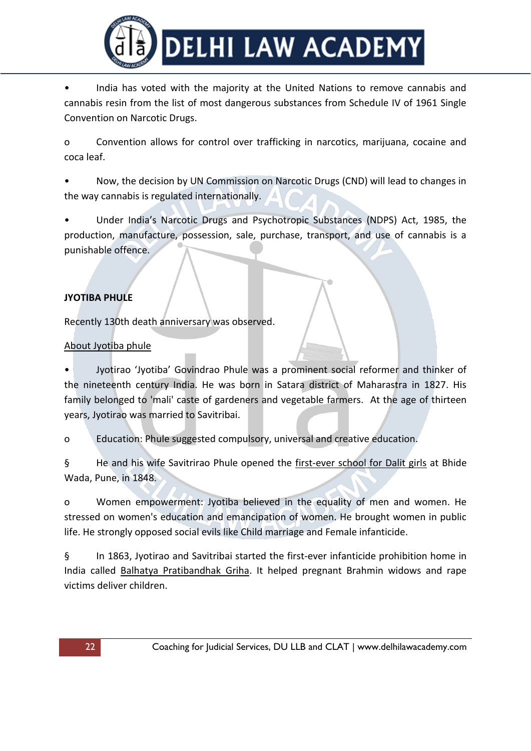- India has voted with the majority at the United Nations to remove cannabis and cannabis resin from the list of most dangerous substances from Schedule IV of 1961 Single Convention on Narcotic Drugs.
  - Convention allows for control over trafficking in narcotics, marijuana, cocaine and coca leaf.
- Now, the decision by UN Commission on Narcotic Drugs (CND) will lead to changes in the way cannabis is regulated internationally.
- Under India's Narcotic Drugs and Psychotropic Substances (NDPS) Act, 1985, the production, manufacture, possession, sale, purchase, transport, and use of cannabis is a punishable offence.

**JYOTIBA PHULE**

Recently 130th death anniversary was observed.

<u>About Jyotiba phule</u>

- Jyotirao 'Jyotiba' Govindrao Phule was a prominent social reformer and thinker of the nineteenth century India. He was born in Satara district of Maharastra in 1827. His family belonged to 'mali' caste of gardeners and vegetable farmers. At the age of thirteen years, Jyotirao was married to Savitribai.
  - Education: Phule suggested compulsory, universal and creative education.
    - He and his wife Savitrirao Phule opened the <u>first-ever school for Dalit girls</u> at Bhide Wada, Pune, in 1848.
  - Women empowerment: Jyotiba believed in the equality of men and women. He stressed on women's education and emancipation of women. He brought women in public life. He strongly opposed social evils like Child marriage and Female infanticide.
    - In 1863, Jyotirao and Savitribai started the first-ever infanticide prohibition home in India called <u>Balhatya Pratibandhak Griha</u>. It helped pregnant Brahmin widows and rape victims deliver children.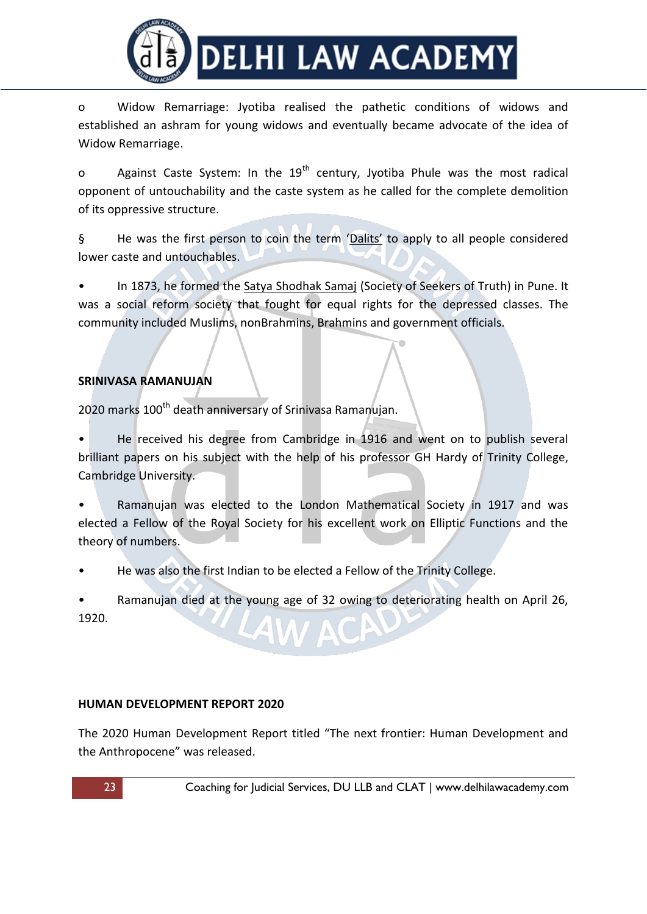o Widow Remarriage: Jyotiba realised the pathetic conditions of widows and established an ashram for young widows and eventually became advocate of the idea of Widow Remarriage.

o Against Caste System: In the 19th century, Jyotiba Phule was the most radical opponent of untouchability and the caste system as he called for the complete demolition of its oppressive structure.

§ He was the first person to coin the term 'Dalits' to apply to all people considered lower caste and untouchables.

- In 1873, he formed the Satya Shodhak Samaj (Society of Seekers of Truth) in Pune. It was a social reform society that fought for equal rights for the depressed classes. The community included Muslims, nonBrahmins, Brahmins and government officials.

**SRINIVASA RAMANUJAN**

2020 marks 100th death anniversary of Srinivasa Ramanujan.

- He received his degree from Cambridge in 1916 and went on to publish several brilliant papers on his subject with the help of his professor GH Hardy of Trinity College, Cambridge University.
- Ramanujan was elected to the London Mathematical Society in 1917 and was elected a Fellow of the Royal Society for his excellent work on Elliptic Functions and the theory of numbers.
- He was also the first Indian to be elected a Fellow of the Trinity College.
- Ramanujan died at the young age of 32 owing to deteriorating health on April 26, 1920.

**HUMAN DEVELOPMENT REPORT 2020**

The 2020 Human Development Report titled "The next frontier: Human Development and the Anthropocene" was released.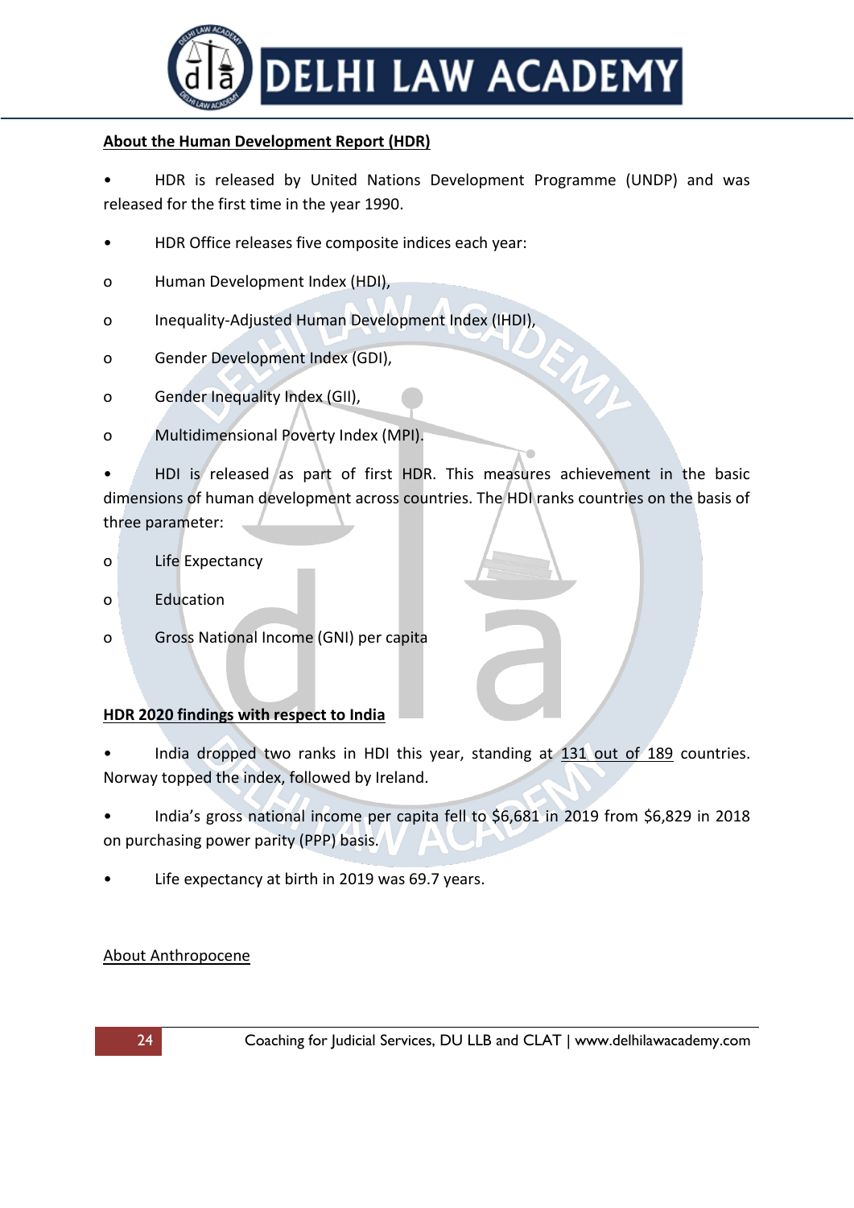**About the Human Development Report (HDR)**

- HDR is released by United Nations Development Programme (UNDP) and was released for the first time in the year 1990.
- HDR Office releases five composite indices each year:
  - Human Development Index (HDI),
  - Inequality-Adjusted Human Development Index (IHDI),
  - Gender Development Index (GDI),
  - Gender Inequality Index (GII),
  - Multidimensional Poverty Index (MPI).
- HDI is released as part of first HDR. This measures achievement in the basic dimensions of human development across countries. The HDI ranks countries on the basis of three parameter:
  - Life Expectancy
  - Education
  - Gross National Income (GNI) per capita

**HDR 2020 findings with respect to India**

- India dropped two ranks in HDI this year, standing at 131 out of 189 countries. Norway topped the index, followed by Ireland.
- India's gross national income per capita fell to $6,681 in 2019 from $6,829 in 2018 on purchasing power parity (PPP) basis.
- Life expectancy at birth in 2019 was 69.7 years.

About Anthropocene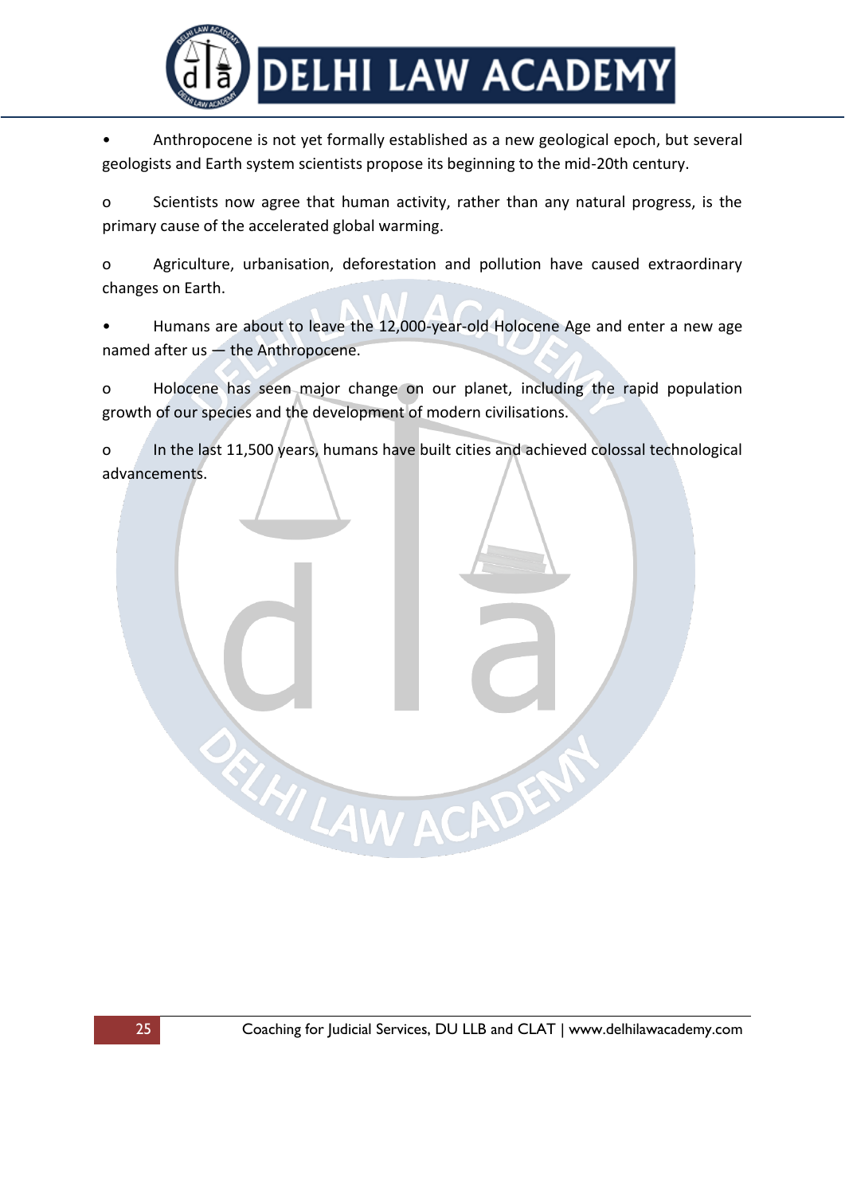- Anthropocene is not yet formally established as a new geological epoch, but several geologists and Earth system scientists propose its beginning to the mid-20th century.
  - Scientists now agree that human activity, rather than any natural progress, is the primary cause of the accelerated global warming.
  - Agriculture, urbanisation, deforestation and pollution have caused extraordinary changes on Earth.
- Humans are about to leave the 12,000-year-old Holocene Age and enter a new age named after us — the Anthropocene.
  - Holocene has seen major change on our planet, including the rapid population growth of our species and the development of modern civilisations.
  - In the last 11,500 years, humans have built cities and achieved colossal technological advancements.